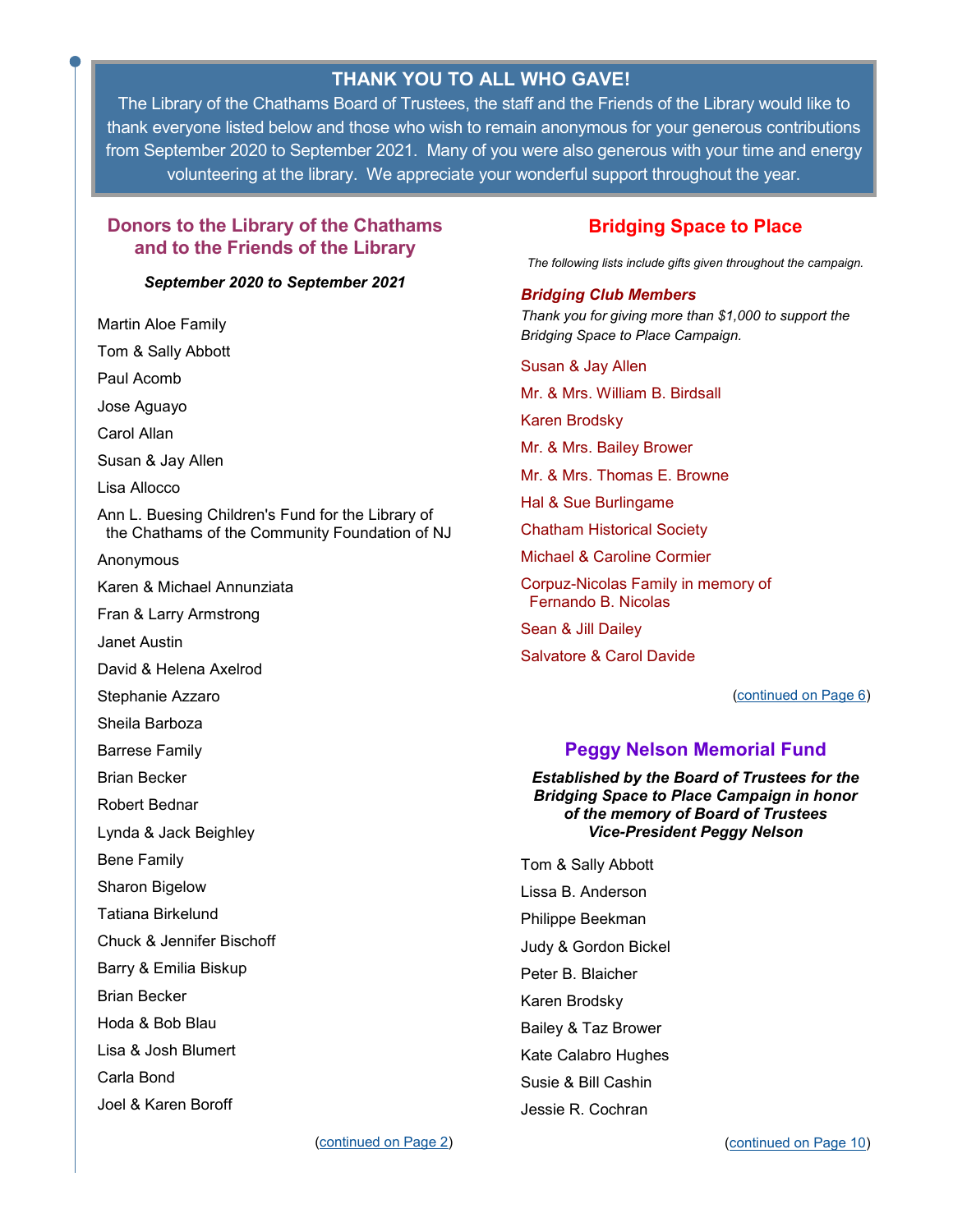## THANK YOU TO ALL WHO GAVE!

The Library of the Chathams Board of Trustees, the staff and the Friends of the Library would like to thank everyone listed below and those who wish to remain anonymous for your generous contributions from September 2020 to September 2021. Many of you were also generous with your time and energy volunteering at the library. We appreciate your wonderful support throughout the year.

## Donors to the Library of the Chathams and to the Friends of the Library

***September 2020 to September 2021***

Martin Aloe Family

Tom & Sally Abbott

Paul Acomb

Jose Aguayo

Carol Allan

Susan & Jay Allen

Lisa Allocco

Ann L. Buesing Children's Fund for the Library of the Chathams of the Community Foundation of NJ

Anonymous

Karen & Michael Annunziata

Fran & Larry Armstrong

Janet Austin

David & Helena Axelrod

Stephanie Azzaro

Sheila Barboza

Barrese Family

Brian Becker

Robert Bednar

Lynda & Jack Beighley

Bene Family

Sharon Bigelow

Tatiana Birkelund

Chuck & Jennifer Bischoff

Barry & Emilia Biskup

Brian Becker

Hoda & Bob Blau

Lisa & Josh Blumert

Carla Bond

Joel & Karen Boroff

(continued on Page 2)

## Bridging Space to Place

*The following lists include gifts given throughout the campaign.*

### *Bridging Club Members*

*Thank you for giving more than $1,000 to support the Bridging Space to Place Campaign.*

Susan & Jay Allen

Mr. & Mrs. William B. Birdsall

Karen Brodsky

Mr. & Mrs. Bailey Brower

Mr. & Mrs. Thomas E. Browne

Hal & Sue Burlingame

Chatham Historical Society

Michael & Caroline Cormier

Corpuz-Nicolas Family in memory of Fernando B. Nicolas

Sean & Jill Dailey

Salvatore & Carol Davide

(continued on Page 6)

## Peggy Nelson Memorial Fund

***Established by the Board of Trustees for the Bridging Space to Place Campaign in honor of the memory of Board of Trustees Vice-President Peggy Nelson***

Tom & Sally Abbott

Lissa B. Anderson

Philippe Beekman

Judy & Gordon Bickel

Peter B. Blaicher

Karen Brodsky

Bailey & Taz Brower

Kate Calabro Hughes

Susie & Bill Cashin

Jessie R. Cochran

(continued on Page 10)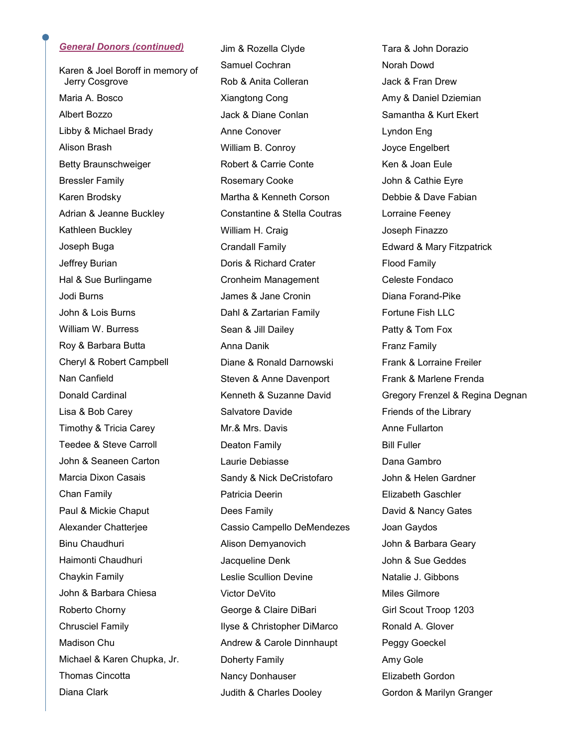## ***General Donors (continued)***

Karen & Joel Boroff in memory of Jerry Cosgrove
Maria A. Bosco
Albert Bozzo
Libby & Michael Brady
Alison Brash
Betty Braunschweiger
Bressler Family
Karen Brodsky
Adrian & Jeanne Buckley
Kathleen Buckley
Joseph Buga
Jeffrey Burian
Hal & Sue Burlingame
Jodi Burns
John & Lois Burns
William W. Burress
Roy & Barbara Butta
Cheryl & Robert Campbell
Nan Canfield
Donald Cardinal
Lisa & Bob Carey
Timothy & Tricia Carey
Teedee & Steve Carroll
John & Seaneen Carton
Marcia Dixon Casais
Chan Family
Paul & Mickie Chaput
Alexander Chatterjee
Binu Chaudhuri
Haimonti Chaudhuri
Chaykin Family
John & Barbara Chiesa
Roberto Chorny
Chrusciel Family
Madison Chu
Michael & Karen Chupka, Jr.
Thomas Cincotta
Diana Clark
Jim & Rozella Clyde
Samuel Cochran
Rob & Anita Colleran
Xiangtong Cong
Jack & Diane Conlan
Anne Conover
William B. Conroy
Robert & Carrie Conte
Rosemary Cooke
Martha & Kenneth Corson
Constantine & Stella Coutras
William H. Craig
Crandall Family
Doris & Richard Crater
Cronheim Management
James & Jane Cronin
Dahl & Zartarian Family
Sean & Jill Dailey
Anna Danik
Diane & Ronald Darnowski
Steven & Anne Davenport
Kenneth & Suzanne David
Salvatore Davide
Mr.& Mrs. Davis
Deaton Family
Laurie Debiasse
Sandy & Nick DeCristofaro
Patricia Deerin
Dees Family
Cassio Campello DeMendezes
Alison Demyanovich
Jacqueline Denk
Leslie Scullion Devine
Victor DeVito
George & Claire DiBari
Ilyse & Christopher DiMarco
Andrew & Carole Dinnhaupt
Doherty Family
Nancy Donhauser
Judith & Charles Dooley
Tara & John Dorazio
Norah Dowd
Jack & Fran Drew
Amy & Daniel Dziemian
Samantha & Kurt Ekert
Lyndon Eng
Joyce Engelbert
Ken & Joan Eule
John & Cathie Eyre
Debbie & Dave Fabian
Lorraine Feeney
Joseph Finazzo
Edward & Mary Fitzpatrick
Flood Family
Celeste Fondaco
Diana Forand-Pike
Fortune Fish LLC
Patty & Tom Fox
Franz Family
Frank & Lorraine Freiler
Frank & Marlene Frenda
Gregory Frenzel & Regina Degnan
Friends of the Library
Anne Fullarton
Bill Fuller
Dana Gambro
John & Helen Gardner
Elizabeth Gaschler
David & Nancy Gates
Joan Gaydos
John & Barbara Geary
John & Sue Geddes
Natalie J. Gibbons
Miles Gilmore
Girl Scout Troop 1203
Ronald A. Glover
Peggy Goeckel
Amy Gole
Elizabeth Gordon
Gordon & Marilyn Granger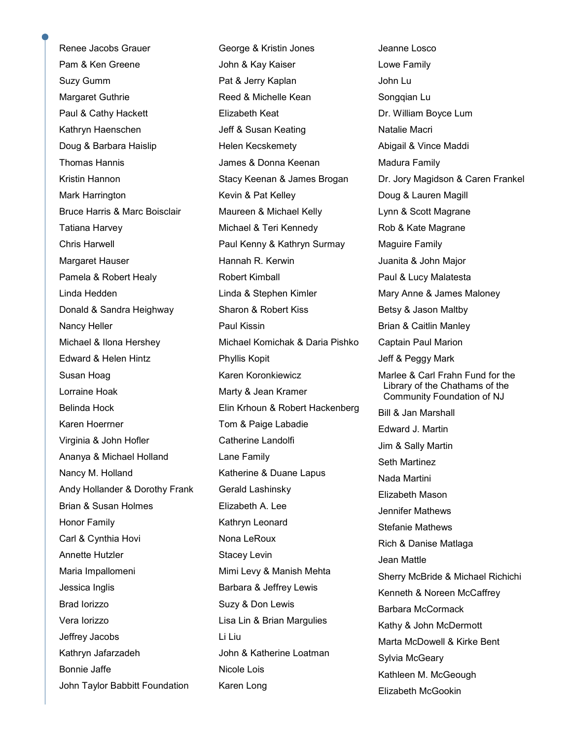Renee Jacobs Grauer
Pam & Ken Greene
Suzy Gumm
Margaret Guthrie
Paul & Cathy Hackett
Kathryn Haenschen
Doug & Barbara Haislip
Thomas Hannis
Kristin Hannon
Mark Harrington
Bruce Harris & Marc Boisclair
Tatiana Harvey
Chris Harwell
Margaret Hauser
Pamela & Robert Healy
Linda Hedden
Donald & Sandra Heighway
Nancy Heller
Michael & Ilona Hershey
Edward & Helen Hintz
Susan Hoag
Lorraine Hoak
Belinda Hock
Karen Hoerrner
Virginia & John Hofler
Ananya & Michael Holland
Nancy M. Holland
Andy Hollander & Dorothy Frank
Brian & Susan Holmes
Honor Family
Carl & Cynthia Hovi
Annette Hutzler
Maria Impallomeni
Jessica Inglis
Brad Iorizzo
Vera Iorizzo
Jeffrey Jacobs
Kathryn Jafarzadeh
Bonnie Jaffe
John Taylor Babbitt Foundation

George & Kristin Jones
John & Kay Kaiser
Pat & Jerry Kaplan
Reed & Michelle Kean
Elizabeth Keat
Jeff & Susan Keating
Helen Kecskemety
James & Donna Keenan
Stacy Keenan & James Brogan
Kevin & Pat Kelley
Maureen & Michael Kelly
Michael & Teri Kennedy
Paul Kenny & Kathryn Surmay
Hannah R. Kerwin
Robert Kimball
Linda & Stephen Kimler
Sharon & Robert Kiss
Paul Kissin
Michael Komichak & Daria Pishko
Phyllis Kopit
Karen Koronkiewicz
Marty & Jean Kramer
Elin Krhoun & Robert Hackenberg
Tom & Paige Labadie
Catherine Landolfi
Lane Family
Katherine & Duane Lapus
Gerald Lashinsky
Elizabeth A. Lee
Kathryn Leonard
Nona LeRoux
Stacey Levin
Mimi Levy & Manish Mehta
Barbara & Jeffrey Lewis
Suzy & Don Lewis
Lisa Lin & Brian Margulies
Li Liu
John & Katherine Loatman
Nicole Lois
Karen Long

Jeanne Losco
Lowe Family
John Lu
Songqian Lu
Dr. William Boyce Lum
Natalie Macri
Abigail & Vince Maddi
Madura Family
Dr. Jory Magidson & Caren Frankel
Doug & Lauren Magill
Lynn & Scott Magrane
Rob & Kate Magrane
Maguire Family
Juanita & John Major
Paul & Lucy Malatesta
Mary Anne & James Maloney
Betsy & Jason Maltby
Brian & Caitlin Manley
Captain Paul Marion
Jeff & Peggy Mark
Marlee & Carl Frahn Fund for the Library of the Chathams of the Community Foundation of NJ
Bill & Jan Marshall
Edward J. Martin
Jim & Sally Martin
Seth Martinez
Nada Martini
Elizabeth Mason
Jennifer Mathews
Stefanie Mathews
Rich & Danise Matlaga
Jean Mattle
Sherry McBride & Michael Richichi
Kenneth & Noreen McCaffrey
Barbara McCormack
Kathy & John McDermott
Marta McDowell & Kirke Bent
Sylvia McGeary
Kathleen M. McGeough
Elizabeth McGookin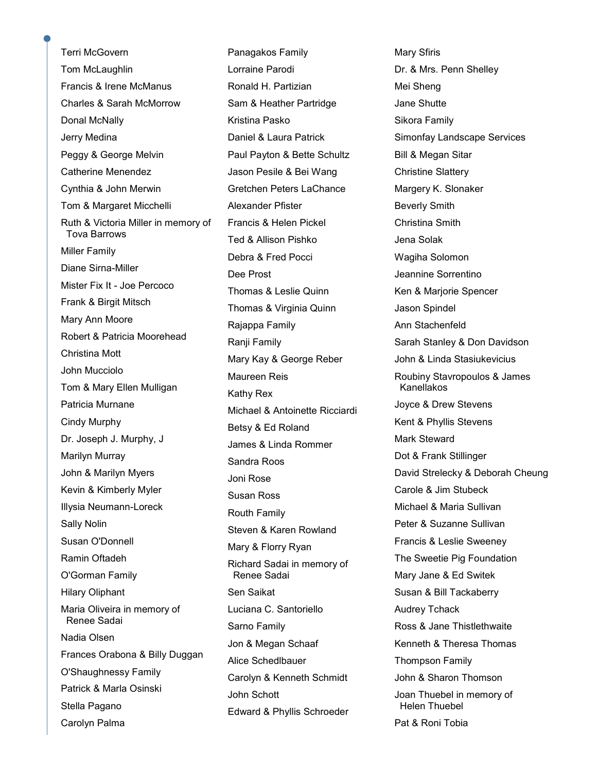Terri McGovern
Tom McLaughlin
Francis & Irene McManus
Charles & Sarah McMorrow
Donal McNally
Jerry Medina
Peggy & George Melvin
Catherine Menendez
Cynthia & John Merwin
Tom & Margaret Micchelli
Ruth & Victoria Miller in memory of Tova Barrows
Miller Family
Diane Sirna-Miller
Mister Fix It - Joe Percoco
Frank & Birgit Mitsch
Mary Ann Moore
Robert & Patricia Moorehead
Christina Mott
John Mucciolo
Tom & Mary Ellen Mulligan
Patricia Murnane
Cindy Murphy
Dr. Joseph J. Murphy, J
Marilyn Murray
John & Marilyn Myers
Kevin & Kimberly Myler
Illysia Neumann-Loreck
Sally Nolin
Susan O'Donnell
Ramin Oftadeh
O'Gorman Family
Hilary Oliphant
Maria Oliveira in memory of Renee Sadai
Nadia Olsen
Frances Orabona & Billy Duggan
O'Shaughnessy Family
Patrick & Marla Osinski
Stella Pagano
Carolyn Palma
Panagakos Family
Lorraine Parodi
Ronald H. Partizian
Sam & Heather Partridge
Kristina Pasko
Daniel & Laura Patrick
Paul Payton & Bette Schultz
Jason Pesile & Bei Wang
Gretchen Peters LaChance
Alexander Pfister
Francis & Helen Pickel
Ted & Allison Pishko
Debra & Fred Pocci
Dee Prost
Thomas & Leslie Quinn
Thomas & Virginia Quinn
Rajappa Family
Ranji Family
Mary Kay & George Reber
Maureen Reis
Kathy Rex
Michael & Antoinette Ricciardi
Betsy & Ed Roland
James & Linda Rommer
Sandra Roos
Joni Rose
Susan Ross
Routh Family
Steven & Karen Rowland
Mary & Florry Ryan
Richard Sadai in memory of Renee Sadai
Sen Saikat
Luciana C. Santoriello
Sarno Family
Jon & Megan Schaaf
Alice Schedlbauer
Carolyn & Kenneth Schmidt
John Schott
Edward & Phyllis Schroeder
Mary Sfiris
Dr. & Mrs. Penn Shelley
Mei Sheng
Jane Shutte
Sikora Family
Simonfay Landscape Services
Bill & Megan Sitar
Christine Slattery
Margery K. Slonaker
Beverly Smith
Christina Smith
Jena Solak
Wagiha Solomon
Jeannine Sorrentino
Ken & Marjorie Spencer
Jason Spindel
Ann Stachenfeld
Sarah Stanley & Don Davidson
John & Linda Stasiukevicius
Roubiny Stavropoulos & James Kanellakos
Joyce & Drew Stevens
Kent & Phyllis Stevens
Mark Steward
Dot & Frank Stillinger
David Strelecky & Deborah Cheung
Carole & Jim Stubeck
Michael & Maria Sullivan
Peter & Suzanne Sullivan
Francis & Leslie Sweeney
The Sweetie Pig Foundation
Mary Jane & Ed Switek
Susan & Bill Tackaberry
Audrey Tchack
Ross & Jane Thistlethwaite
Kenneth & Theresa Thomas
Thompson Family
John & Sharon Thomson
Joan Thuebel in memory of Helen Thuebel
Pat & Roni Tobia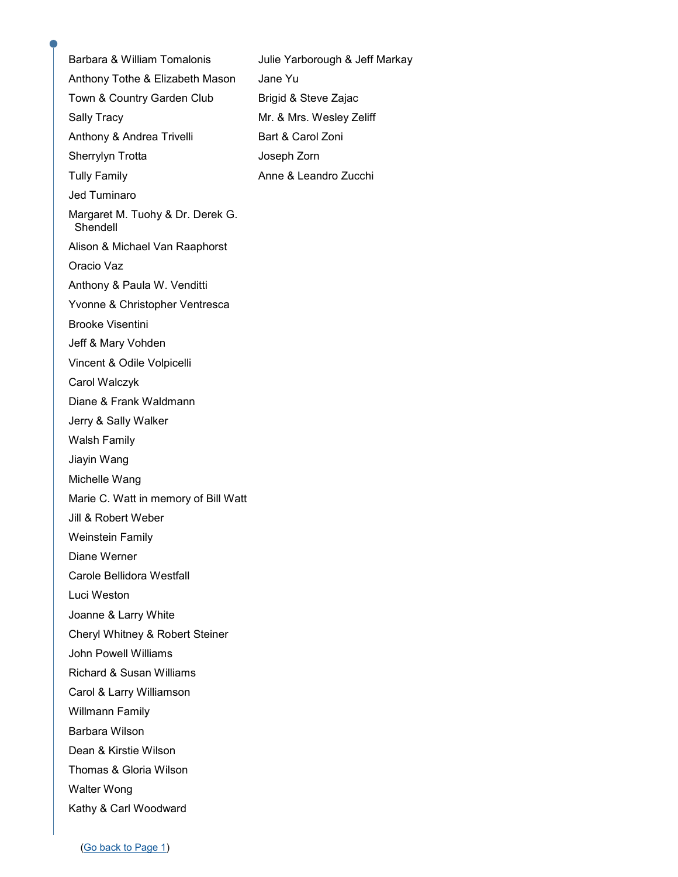Barbara & William Tomalonis

Anthony Tothe & Elizabeth Mason

Town & Country Garden Club

Sally Tracy

Anthony & Andrea Trivelli

Sherrylyn Trotta

Tully Family

Jed Tuminaro

Margaret M. Tuohy & Dr. Derek G. Shendell

Alison & Michael Van Raaphorst

Oracio Vaz

Anthony & Paula W. Venditti

Yvonne & Christopher Ventresca

Brooke Visentini

Jeff & Mary Vohden

Vincent & Odile Volpicelli

Carol Walczyk

Diane & Frank Waldmann

Jerry & Sally Walker

Walsh Family

Jiayin Wang

Michelle Wang

Marie C. Watt in memory of Bill Watt

Jill & Robert Weber

Weinstein Family

Diane Werner

Carole Bellidora Westfall

Luci Weston

Joanne & Larry White

Cheryl Whitney & Robert Steiner

John Powell Williams

Richard & Susan Williams

Carol & Larry Williamson

Willmann Family

Barbara Wilson

Dean & Kirstie Wilson

Thomas & Gloria Wilson

Walter Wong

Kathy & Carl Woodward

Julie Yarborough & Jeff Markay

Jane Yu

Brigid & Steve Zajac

Mr. & Mrs. Wesley Zeliff

Bart & Carol Zoni

Joseph Zorn

Anne & Leandro Zucchi

(Go back to Page 1)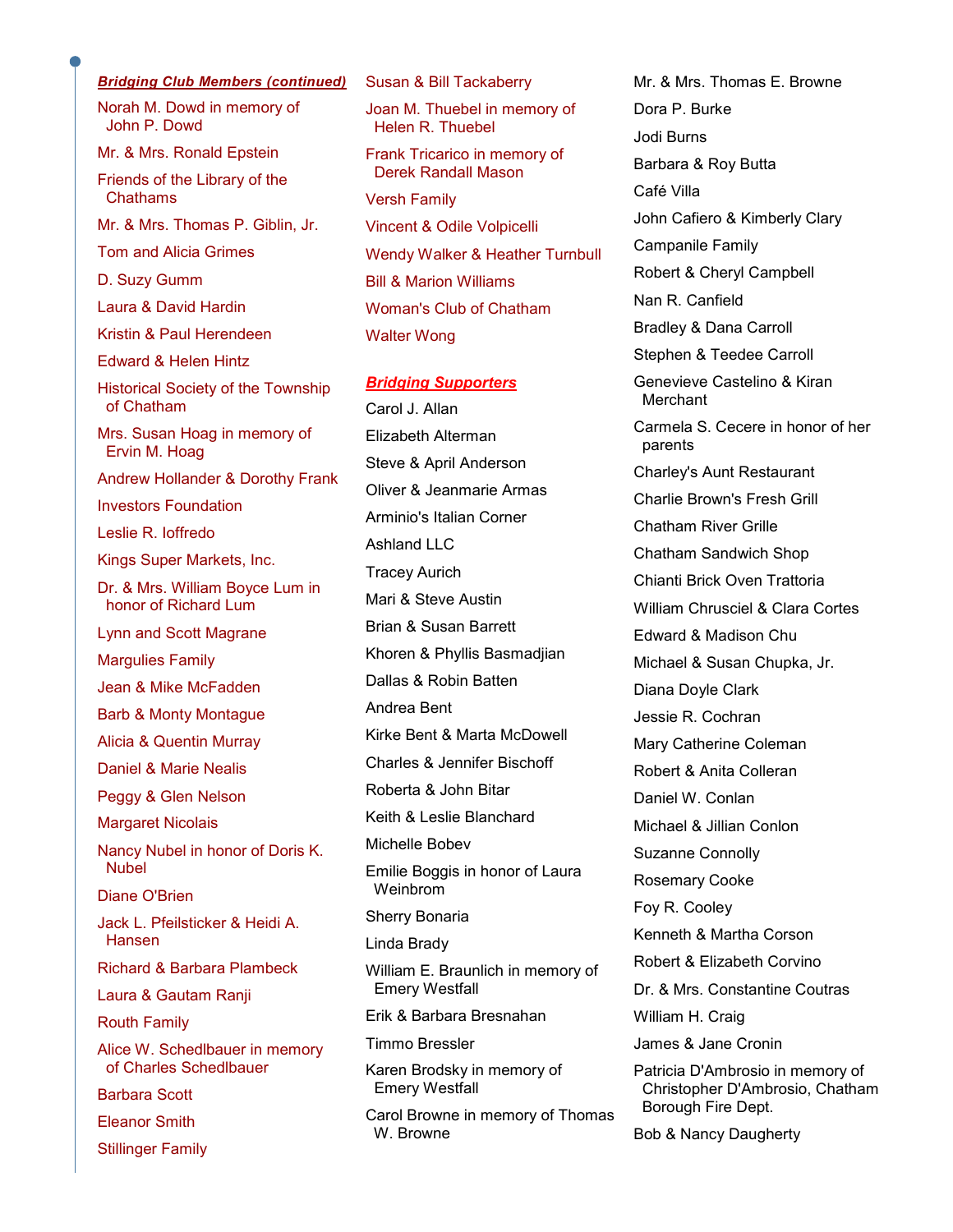***Bridging Club Members (continued)***

Norah M. Dowd in memory of John P. Dowd

Mr. & Mrs. Ronald Epstein

Friends of the Library of the Chathams

Mr. & Mrs. Thomas P. Giblin, Jr.

Tom and Alicia Grimes

D. Suzy Gumm

Laura & David Hardin

Kristin & Paul Herendeen

Edward & Helen Hintz

Historical Society of the Township of Chatham

Mrs. Susan Hoag in memory of Ervin M. Hoag

Andrew Hollander & Dorothy Frank

Investors Foundation

Leslie R. Ioffredo

Kings Super Markets, Inc.

Dr. & Mrs. William Boyce Lum in honor of Richard Lum

Lynn and Scott Magrane

Margulies Family

Jean & Mike McFadden

Barb & Monty Montague

Alicia & Quentin Murray

Daniel & Marie Nealis

Peggy & Glen Nelson

Margaret Nicolais

Nancy Nubel in honor of Doris K. Nubel

Diane O'Brien

Jack L. Pfeilsticker & Heidi A. Hansen

Richard & Barbara Plambeck

Laura & Gautam Ranji

Routh Family

Alice W. Schedlbauer in memory of Charles Schedlbauer

Barbara Scott

Eleanor Smith

Stillinger Family

Susan & Bill Tackaberry

Joan M. Thuebel in memory of Helen R. Thuebel

Frank Tricarico in memory of Derek Randall Mason

Versh Family

Vincent & Odile Volpicelli

Wendy Walker & Heather Turnbull

Bill & Marion Williams

Woman's Club of Chatham

Walter Wong

***Bridging Supporters***

Carol J. Allan

Elizabeth Alterman

Steve & April Anderson

Oliver & Jeanmarie Armas

Arminio's Italian Corner

Ashland LLC

Tracey Aurich

Mari & Steve Austin

Brian & Susan Barrett

Khoren & Phyllis Basmadjian

Dallas & Robin Batten

Andrea Bent

Kirke Bent & Marta McDowell

Charles & Jennifer Bischoff

Roberta & John Bitar

Keith & Leslie Blanchard

Michelle Bobev

Emilie Boggis in honor of Laura Weinbrom

Sherry Bonaria

Linda Brady

William E. Braunlich in memory of Emery Westfall

Erik & Barbara Bresnahan

Timmo Bressler

Karen Brodsky in memory of Emery Westfall

Carol Browne in memory of Thomas W. Browne

Mr. & Mrs. Thomas E. Browne

Dora P. Burke

Jodi Burns

Barbara & Roy Butta

Café Villa

John Cafiero & Kimberly Clary

Campanile Family

Robert & Cheryl Campbell

Nan R. Canfield

Bradley & Dana Carroll

Stephen & Teedee Carroll

Genevieve Castelino & Kiran Merchant

Carmela S. Cecere in honor of her parents

Charley's Aunt Restaurant

Charlie Brown's Fresh Grill

Chatham River Grille

Chatham Sandwich Shop

Chianti Brick Oven Trattoria

William Chrusciel & Clara Cortes

Edward & Madison Chu

Michael & Susan Chupka, Jr.

Diana Doyle Clark

Jessie R. Cochran

Mary Catherine Coleman

Robert & Anita Colleran

Daniel W. Conlan

Michael & Jillian Conlon

Suzanne Connolly

Rosemary Cooke

Foy R. Cooley

Kenneth & Martha Corson

Robert & Elizabeth Corvino

Dr. & Mrs. Constantine Coutras

William H. Craig

James & Jane Cronin

Patricia D'Ambrosio in memory of Christopher D'Ambrosio, Chatham Borough Fire Dept.

Bob & Nancy Daugherty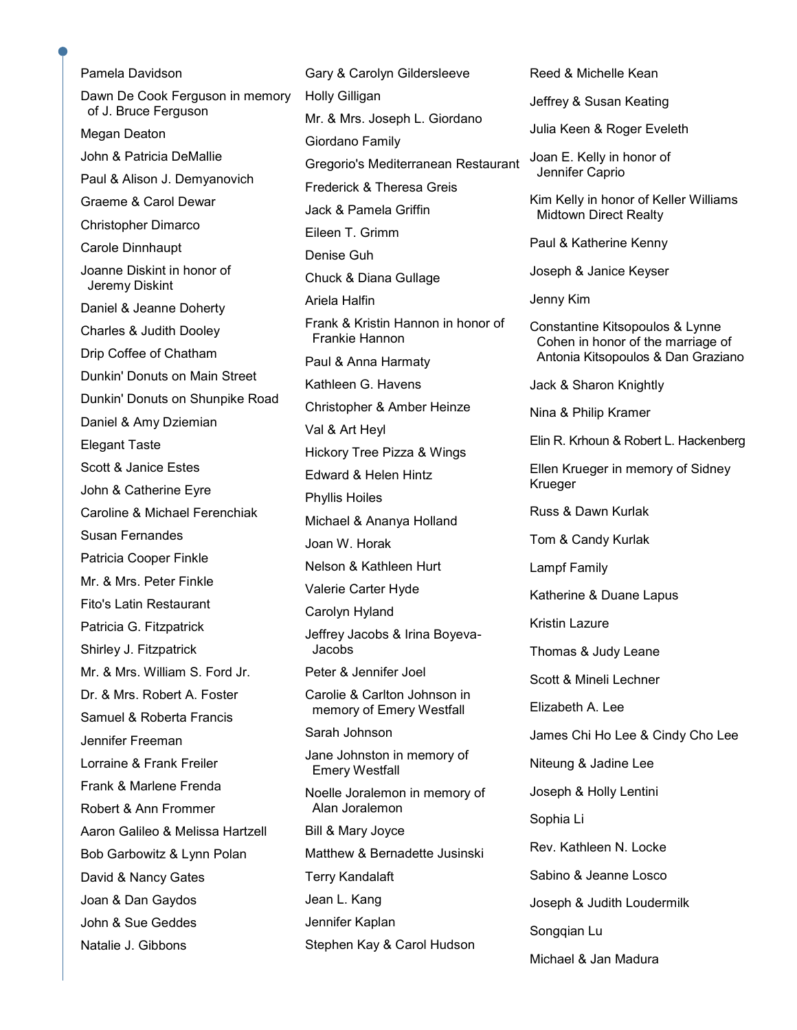Pamela Davidson

Dawn De Cook Ferguson in memory of J. Bruce Ferguson

Megan Deaton

John & Patricia DeMallie

Paul & Alison J. Demyanovich

Graeme & Carol Dewar

Christopher Dimarco

Carole Dinnhaupt

Joanne Diskint in honor of Jeremy Diskint

Daniel & Jeanne Doherty

Charles & Judith Dooley

Drip Coffee of Chatham

Dunkin' Donuts on Main Street

Dunkin' Donuts on Shunpike Road

Daniel & Amy Dziemian

Elegant Taste

Scott & Janice Estes

John & Catherine Eyre

Caroline & Michael Ferenchiak

Susan Fernandes

Patricia Cooper Finkle

Mr. & Mrs. Peter Finkle

Fito's Latin Restaurant

Patricia G. Fitzpatrick

Shirley J. Fitzpatrick

Mr. & Mrs. William S. Ford Jr.

Dr. & Mrs. Robert A. Foster

Samuel & Roberta Francis

Jennifer Freeman

Lorraine & Frank Freiler

Frank & Marlene Frenda

Robert & Ann Frommer

Aaron Galileo & Melissa Hartzell

Bob Garbowitz & Lynn Polan

David & Nancy Gates

Joan & Dan Gaydos

John & Sue Geddes

Natalie J. Gibbons

Gary & Carolyn Gildersleeve

Holly Gilligan

Mr. & Mrs. Joseph L. Giordano

Giordano Family

Gregorio's Mediterranean Restaurant

Frederick & Theresa Greis

Jack & Pamela Griffin

Eileen T. Grimm

Denise Guh

Chuck & Diana Gullage

Ariela Halfin

Frank & Kristin Hannon in honor of Frankie Hannon

Paul & Anna Harmaty

Kathleen G. Havens

Christopher & Amber Heinze

Val & Art Heyl

Hickory Tree Pizza & Wings

Edward & Helen Hintz

Phyllis Hoiles

Michael & Ananya Holland

Joan W. Horak

Nelson & Kathleen Hurt

Valerie Carter Hyde

Carolyn Hyland

Jeffrey Jacobs & Irina Boyeva-Jacobs

Peter & Jennifer Joel

Carolie & Carlton Johnson in memory of Emery Westfall

Sarah Johnson

Jane Johnston in memory of Emery Westfall

Noelle Joralemon in memory of Alan Joralemon

Bill & Mary Joyce

Matthew & Bernadette Jusinski

Terry Kandalaft

Jean L. Kang

Jennifer Kaplan

Stephen Kay & Carol Hudson

Reed & Michelle Kean

Jeffrey & Susan Keating

Julia Keen & Roger Eveleth

Joan E. Kelly in honor of Jennifer Caprio

Kim Kelly in honor of Keller Williams Midtown Direct Realty

Paul & Katherine Kenny

Joseph & Janice Keyser

Jenny Kim

Constantine Kitsopoulos & Lynne Cohen in honor of the marriage of Antonia Kitsopoulos & Dan Graziano

Jack & Sharon Knightly

Nina & Philip Kramer

Elin R. Krhoun & Robert L. Hackenberg

Ellen Krueger in memory of Sidney Krueger

Russ & Dawn Kurlak

Tom & Candy Kurlak

Lampf Family

Katherine & Duane Lapus

Kristin Lazure

Thomas & Judy Leane

Scott & Mineli Lechner

Elizabeth A. Lee

James Chi Ho Lee & Cindy Cho Lee

Niteung & Jadine Lee

Joseph & Holly Lentini

Sophia Li

Rev. Kathleen N. Locke

Sabino & Jeanne Losco

Joseph & Judith Loudermilk

Songqian Lu

Michael & Jan Madura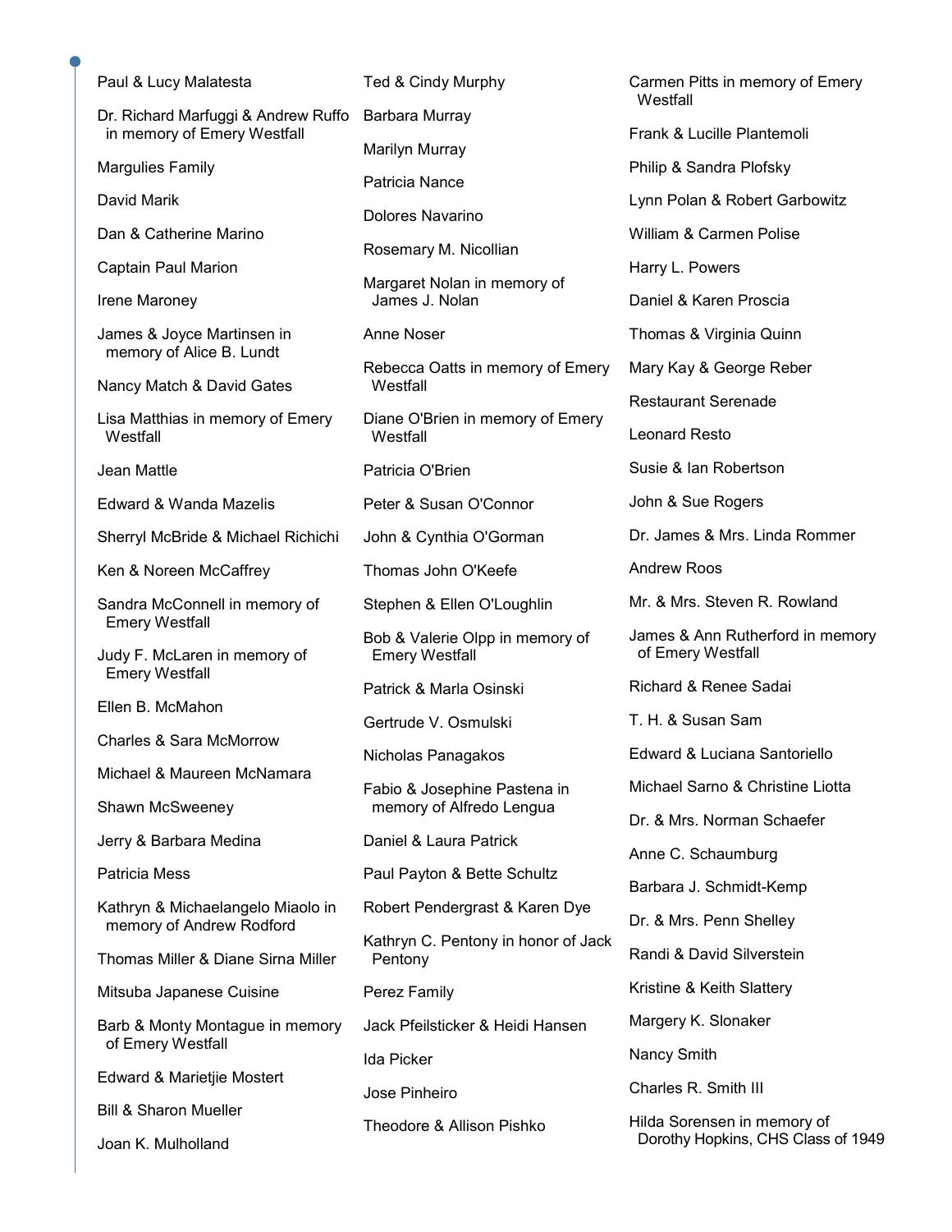Paul & Lucy Malatesta

Dr. Richard Marfuggi & Andrew Ruffo in memory of Emery Westfall

Margulies Family

David Marik

Dan & Catherine Marino

Captain Paul Marion

Irene Maroney

James & Joyce Martinsen in memory of Alice B. Lundt

Nancy Match & David Gates

Lisa Matthias in memory of Emery Westfall

Jean Mattle

Edward & Wanda Mazelis

Sherryl McBride & Michael Richichi

Ken & Noreen McCaffrey

Sandra McConnell in memory of Emery Westfall

Judy F. McLaren in memory of Emery Westfall

Ellen B. McMahon

Charles & Sara McMorrow

Michael & Maureen McNamara

Shawn McSweeney

Jerry & Barbara Medina

Patricia Mess

Kathryn & Michaelangelo Miaolo in memory of Andrew Rodford

Thomas Miller & Diane Sirna Miller

Mitsuba Japanese Cuisine

Barb & Monty Montague in memory of Emery Westfall

Edward & Marietjie Mostert

Bill & Sharon Mueller

Joan K. Mulholland

Ted & Cindy Murphy

Barbara Murray

Marilyn Murray

Patricia Nance

Dolores Navarino

Rosemary M. Nicollian

Margaret Nolan in memory of James J. Nolan

Anne Noser

Rebecca Oatts in memory of Emery Westfall

Diane O'Brien in memory of Emery Westfall

Patricia O'Brien

Peter & Susan O'Connor

John & Cynthia O'Gorman

Thomas John O'Keefe

Stephen & Ellen O'Loughlin

Bob & Valerie Olpp in memory of Emery Westfall

Patrick & Marla Osinski

Gertrude V. Osmulski

Nicholas Panagakos

Fabio & Josephine Pastena in memory of Alfredo Lengua

Daniel & Laura Patrick

Paul Payton & Bette Schultz

Robert Pendergrast & Karen Dye

Kathryn C. Pentony in honor of Jack Pentony

Perez Family

Jack Pfeilsticker & Heidi Hansen

Ida Picker

Jose Pinheiro

Theodore & Allison Pishko

Carmen Pitts in memory of Emery Westfall

Frank & Lucille Plantemoli

Philip & Sandra Plofsky

Lynn Polan & Robert Garbowitz

William & Carmen Polise

Harry L. Powers

Daniel & Karen Proscia

Thomas & Virginia Quinn

Mary Kay & George Reber

Restaurant Serenade

Leonard Resto

Susie & Ian Robertson

John & Sue Rogers

Dr. James & Mrs. Linda Rommer

Andrew Roos

Mr. & Mrs. Steven R. Rowland

James & Ann Rutherford in memory of Emery Westfall

Richard & Renee Sadai

T. H. & Susan Sam

Edward & Luciana Santoriello

Michael Sarno & Christine Liotta

Dr. & Mrs. Norman Schaefer

Anne C. Schaumburg

Barbara J. Schmidt-Kemp

Dr. & Mrs. Penn Shelley

Randi & David Silverstein

Kristine & Keith Slattery

Margery K. Slonaker

Nancy Smith

Charles R. Smith III

Hilda Sorensen in memory of Dorothy Hopkins, CHS Class of 1949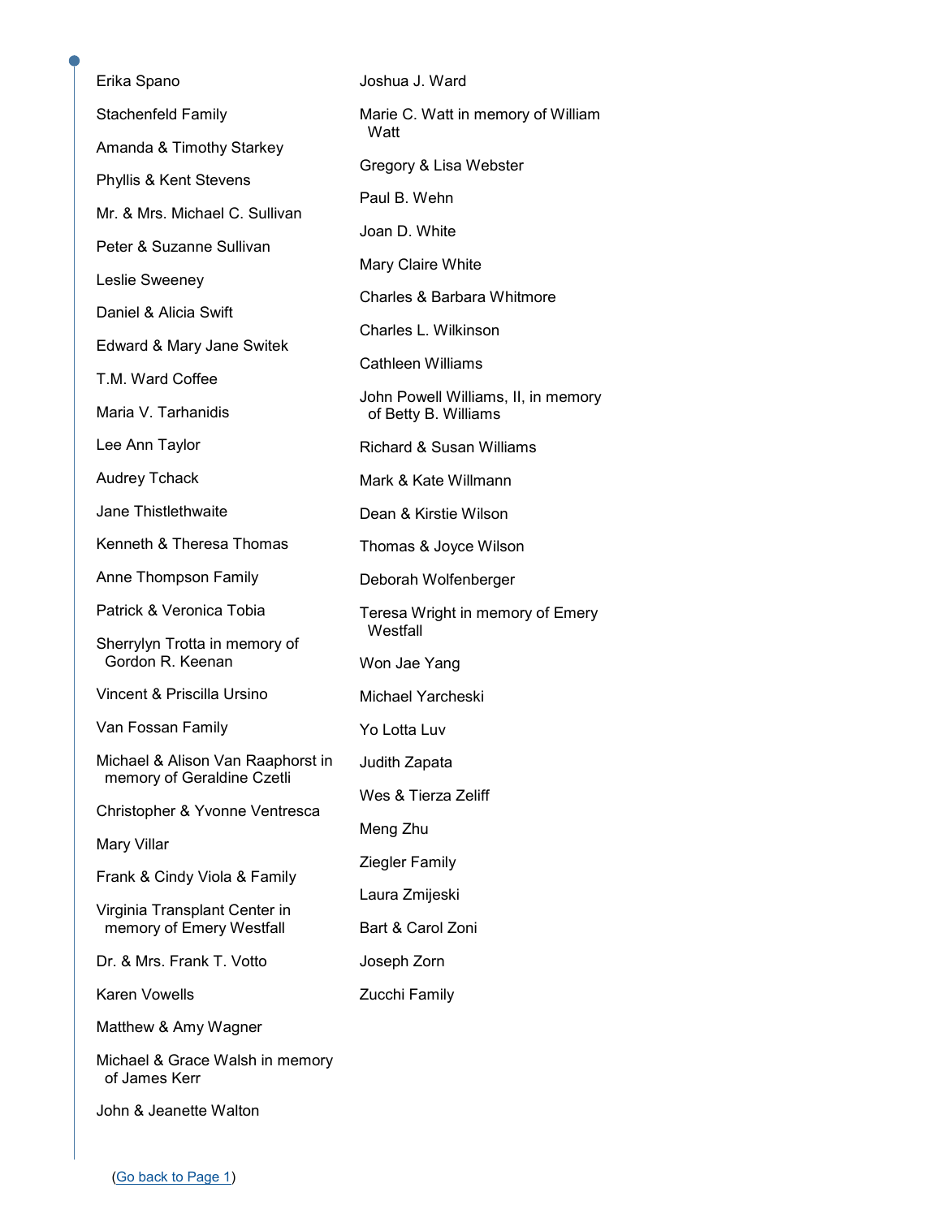Erika Spano

Stachenfeld Family

Amanda & Timothy Starkey

Phyllis & Kent Stevens

Mr. & Mrs. Michael C. Sullivan

Peter & Suzanne Sullivan

Leslie Sweeney

Daniel & Alicia Swift

Edward & Mary Jane Switek

T.M. Ward Coffee

Maria V. Tarhanidis

Lee Ann Taylor

Audrey Tchack

Jane Thistlethwaite

Kenneth & Theresa Thomas

Anne Thompson Family

Patrick & Veronica Tobia

Sherrylyn Trotta in memory of Gordon R. Keenan

Vincent & Priscilla Ursino

Van Fossan Family

Michael & Alison Van Raaphorst in memory of Geraldine Czetli

Christopher & Yvonne Ventresca

Mary Villar

Frank & Cindy Viola & Family

Virginia Transplant Center in memory of Emery Westfall

Dr. & Mrs. Frank T. Votto

Karen Vowells

Matthew & Amy Wagner

Michael & Grace Walsh in memory of James Kerr

John & Jeanette Walton

Joshua J. Ward

Marie C. Watt in memory of William Watt

Gregory & Lisa Webster

Paul B. Wehn

Joan D. White

Mary Claire White

Charles & Barbara Whitmore

Charles L. Wilkinson

Cathleen Williams

John Powell Williams, II, in memory of Betty B. Williams

Richard & Susan Williams

Mark & Kate Willmann

Dean & Kirstie Wilson

Thomas & Joyce Wilson

Deborah Wolfenberger

Teresa Wright in memory of Emery Westfall

Won Jae Yang

Michael Yarcheski

Yo Lotta Luv

Judith Zapata

Wes & Tierza Zeliff

Meng Zhu

Ziegler Family

Laura Zmijeski

Bart & Carol Zoni

Joseph Zorn

Zucchi Family

(Go back to Page 1)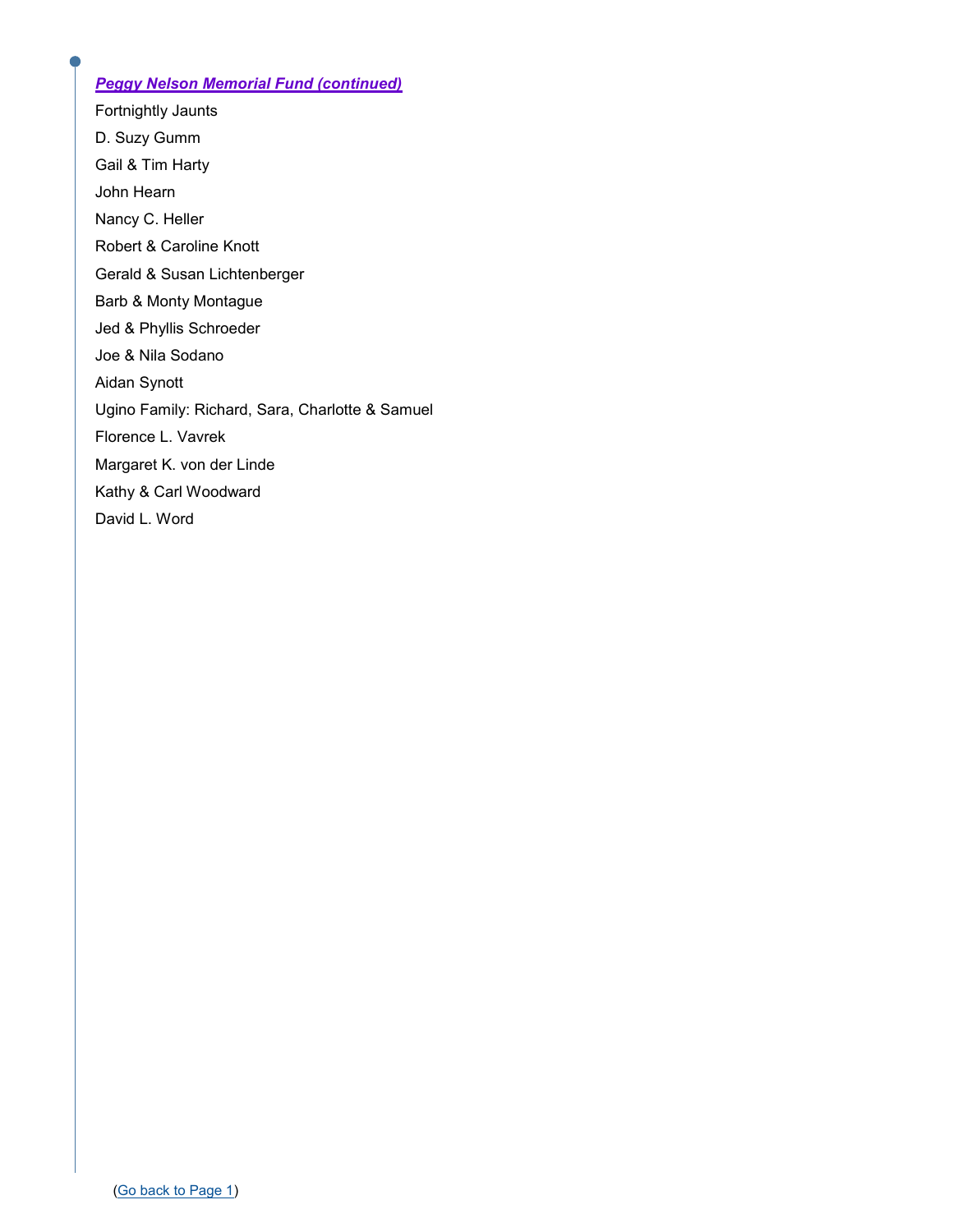***Peggy Nelson Memorial Fund (continued)***

Fortnightly Jaunts

D. Suzy Gumm

Gail & Tim Harty

John Hearn

Nancy C. Heller

Robert & Caroline Knott

Gerald & Susan Lichtenberger

Barb & Monty Montague

Jed & Phyllis Schroeder

Joe & Nila Sodano

Aidan Synott

Ugino Family: Richard, Sara, Charlotte & Samuel

Florence L. Vavrek

Margaret K. von der Linde

Kathy & Carl Woodward

David L. Word

(Go back to Page 1)